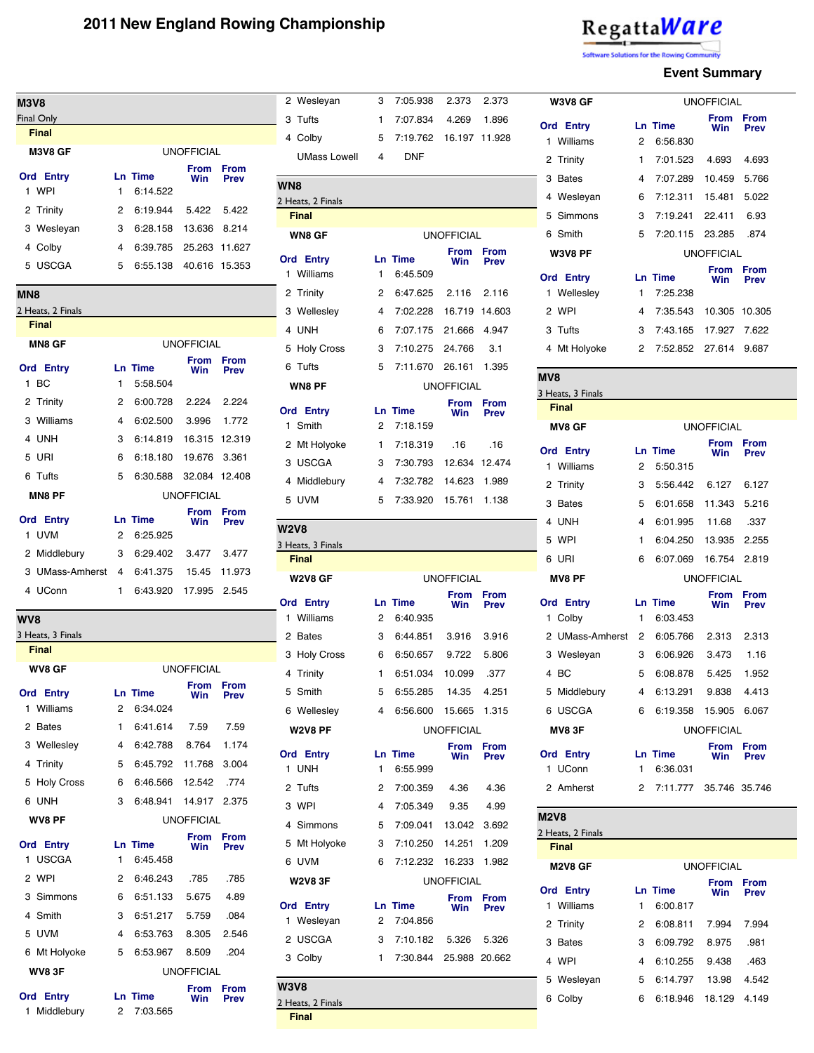# 2011 New England Rowing Championship

**Event Summary**

## M3V8

Final Only

**Final**

**M3V8 GF** — UNOFFICIAL

| Ord | Entry | Ln | Time | From Win | From Prev |
|---|---|---|---|---|---|
| 1 | WPI | 1 | 6:14.522 | | |
| 2 | Trinity | 2 | 6:19.944 | 5.422 | 5.422 |
| 3 | Wesleyan | 3 | 6:28.158 | 13.636 | 8.214 |
| 4 | Colby | 4 | 6:39.785 | 25.263 | 11.627 |
| 5 | USCGA | 5 | 6:55.138 | 40.616 | 15.353 |

## MN8

2 Heats, 2 Finals

**Final**

**MN8 GF** — UNOFFICIAL

| Ord | Entry | Ln | Time | From Win | From Prev |
|---|---|---|---|---|---|
| 1 | BC | 1 | 5:58.504 | | |
| 2 | Trinity | 2 | 6:00.728 | 2.224 | 2.224 |
| 3 | Williams | 4 | 6:02.500 | 3.996 | 1.772 |
| 4 | UNH | 3 | 6:14.819 | 16.315 | 12.319 |
| 5 | URI | 6 | 6:18.180 | 19.676 | 3.361 |
| 6 | Tufts | 5 | 6:30.588 | 32.084 | 12.408 |

**MN8 PF** — UNOFFICIAL

| Ord | Entry | Ln | Time | From Win | From Prev |
|---|---|---|---|---|---|
| 1 | UVM | 2 | 6:25.925 | | |
| 2 | Middlebury | 3 | 6:29.402 | 3.477 | 3.477 |
| 3 | UMass-Amherst | 4 | 6:41.375 | 15.45 | 11.973 |
| 4 | UConn | 1 | 6:43.920 | 17.995 | 2.545 |

## WV8

3 Heats, 3 Finals

**Final**

**WV8 GF** — UNOFFICIAL

| Ord | Entry | Ln | Time | From Win | From Prev |
|---|---|---|---|---|---|
| 1 | Williams | 2 | 6:34.024 | | |
| 2 | Bates | 1 | 6:41.614 | 7.59 | 7.59 |
| 3 | Wellesley | 4 | 6:42.788 | 8.764 | 1.174 |
| 4 | Trinity | 5 | 6:45.792 | 11.768 | 3.004 |
| 5 | Holy Cross | 6 | 6:46.566 | 12.542 | .774 |
| 6 | UNH | 3 | 6:48.941 | 14.917 | 2.375 |

**WV8 PF** — UNOFFICIAL

| Ord | Entry | Ln | Time | From Win | From Prev |
|---|---|---|---|---|---|
| 1 | USCGA | 1 | 6:45.458 | | |
| 2 | WPI | 2 | 6:46.243 | .785 | .785 |
| 3 | Simmons | 6 | 6:51.133 | 5.675 | 4.89 |
| 4 | Smith | 3 | 6:51.217 | 5.759 | .084 |
| 5 | UVM | 4 | 6:53.763 | 8.305 | 2.546 |
| 6 | Mt Holyoke | 5 | 6:53.967 | 8.509 | .204 |

**WV8 3F** — UNOFFICIAL

| Ord | Entry | Ln | Time | From Win | From Prev |
|---|---|---|---|---|---|
| 1 | Middlebury | 2 | 7:03.565 | | |
| 2 | Wesleyan | 3 | 7:05.938 | 2.373 | 2.373 |
| 3 | Tufts | 1 | 7:07.834 | 4.269 | 1.896 |
| 4 | Colby | 5 | 7:19.762 | 16.197 | 11.928 |
| | UMass Lowell | 4 | DNF | | |

## WN8

2 Heats, 2 Finals

**Final**

**WN8 GF** — UNOFFICIAL

| Ord | Entry | Ln | Time | From Win | From Prev |
|---|---|---|---|---|---|
| 1 | Williams | 1 | 6:45.509 | | |
| 2 | Trinity | 2 | 6:47.625 | 2.116 | 2.116 |
| 3 | Wellesley | 4 | 7:02.228 | 16.719 | 14.603 |
| 4 | UNH | 6 | 7:07.175 | 21.666 | 4.947 |
| 5 | Holy Cross | 3 | 7:10.275 | 24.766 | 3.1 |
| 6 | Tufts | 5 | 7:11.670 | 26.161 | 1.395 |

**WN8 PF** — UNOFFICIAL

| Ord | Entry | Ln | Time | From Win | From Prev |
|---|---|---|---|---|---|
| 1 | Smith | 2 | 7:18.159 | | |
| 2 | Mt Holyoke | 1 | 7:18.319 | .16 | .16 |
| 3 | USCGA | 3 | 7:30.793 | 12.634 | 12.474 |
| 4 | Middlebury | 4 | 7:32.782 | 14.623 | 1.989 |
| 5 | UVM | 5 | 7:33.920 | 15.761 | 1.138 |

## W2V8

3 Heats, 3 Finals

**Final**

**W2V8 GF** — UNOFFICIAL

| Ord | Entry | Ln | Time | From Win | From Prev |
|---|---|---|---|---|---|
| 1 | Williams | 2 | 6:40.935 | | |
| 2 | Bates | 3 | 6:44.851 | 3.916 | 3.916 |
| 3 | Holy Cross | 6 | 6:50.657 | 9.722 | 5.806 |
| 4 | Trinity | 1 | 6:51.034 | 10.099 | .377 |
| 5 | Smith | 5 | 6:55.285 | 14.35 | 4.251 |
| 6 | Wellesley | 4 | 6:56.600 | 15.665 | 1.315 |

**W2V8 PF** — UNOFFICIAL

| Ord | Entry | Ln | Time | From Win | From Prev |
|---|---|---|---|---|---|
| 1 | UNH | 1 | 6:55.999 | | |
| 2 | Tufts | 2 | 7:00.359 | 4.36 | 4.36 |
| 3 | WPI | 4 | 7:05.349 | 9.35 | 4.99 |
| 4 | Simmons | 5 | 7:09.041 | 13.042 | 3.692 |
| 5 | Mt Holyoke | 3 | 7:10.250 | 14.251 | 1.209 |
| 6 | UVM | 6 | 7:12.232 | 16.233 | 1.982 |

**W2V8 3F** — UNOFFICIAL

| Ord | Entry | Ln | Time | From Win | From Prev |
|---|---|---|---|---|---|
| 1 | Wesleyan | 2 | 7:04.856 | | |
| 2 | USCGA | 3 | 7:10.182 | 5.326 | 5.326 |
| 3 | Colby | 1 | 7:30.844 | 25.988 | 20.662 |

## W3V8

2 Heats, 2 Finals

**Final**

**W3V8 GF** — UNOFFICIAL

| Ord | Entry | Ln | Time | From Win | From Prev |
|---|---|---|---|---|---|
| 1 | Williams | 2 | 6:56.830 | | |
| 2 | Trinity | 1 | 7:01.523 | 4.693 | 4.693 |
| 3 | Bates | 4 | 7:07.289 | 10.459 | 5.766 |
| 4 | Wesleyan | 6 | 7:12.311 | 15.481 | 5.022 |
| 5 | Simmons | 3 | 7:19.241 | 22.411 | 6.93 |
| 6 | Smith | 5 | 7:20.115 | 23.285 | .874 |

**W3V8 PF** — UNOFFICIAL

| Ord | Entry | Ln | Time | From Win | From Prev |
|---|---|---|---|---|---|
| 1 | Wellesley | 1 | 7:25.238 | | |
| 2 | WPI | 4 | 7:35.543 | 10.305 | 10.305 |
| 3 | Tufts | 3 | 7:43.165 | 17.927 | 7.622 |
| 4 | Mt Holyoke | 2 | 7:52.852 | 27.614 | 9.687 |

## MV8

3 Heats, 3 Finals

**Final**

**MV8 GF** — UNOFFICIAL

| Ord | Entry | Ln | Time | From Win | From Prev |
|---|---|---|---|---|---|
| 1 | Williams | 2 | 5:50.315 | | |
| 2 | Trinity | 3 | 5:56.442 | 6.127 | 6.127 |
| 3 | Bates | 5 | 6:01.658 | 11.343 | 5.216 |
| 4 | UNH | 4 | 6:01.995 | 11.68 | .337 |
| 5 | WPI | 1 | 6:04.250 | 13.935 | 2.255 |
| 6 | URI | 6 | 6:07.069 | 16.754 | 2.819 |

**MV8 PF** — UNOFFICIAL

| Ord | Entry | Ln | Time | From Win | From Prev |
|---|---|---|---|---|---|
| 1 | Colby | 1 | 6:03.453 | | |
| 2 | UMass-Amherst | 2 | 6:05.766 | 2.313 | 2.313 |
| 3 | Wesleyan | 3 | 6:06.926 | 3.473 | 1.16 |
| 4 | BC | 5 | 6:08.878 | 5.425 | 1.952 |
| 5 | Middlebury | 4 | 6:13.291 | 9.838 | 4.413 |
| 6 | USCGA | 6 | 6:19.358 | 15.905 | 6.067 |

**MV8 3F** — UNOFFICIAL

| Ord | Entry | Ln | Time | From Win | From Prev |
|---|---|---|---|---|---|
| 1 | UConn | 1 | 6:36.031 | | |
| 2 | Amherst | 2 | 7:11.777 | 35.746 | 35.746 |

## M2V8

2 Heats, 2 Finals

**Final**

**M2V8 GF** — UNOFFICIAL

| Ord | Entry | Ln | Time | From Win | From Prev |
|---|---|---|---|---|---|
| 1 | Williams | 1 | 6:00.817 | | |
| 2 | Trinity | 2 | 6:08.811 | 7.994 | 7.994 |
| 3 | Bates | 3 | 6:09.792 | 8.975 | .981 |
| 4 | WPI | 4 | 6:10.255 | 9.438 | .463 |
| 5 | Wesleyan | 5 | 6:14.797 | 13.98 | 4.542 |
| 6 | Colby | 6 | 6:18.946 | 18.129 | 4.149 |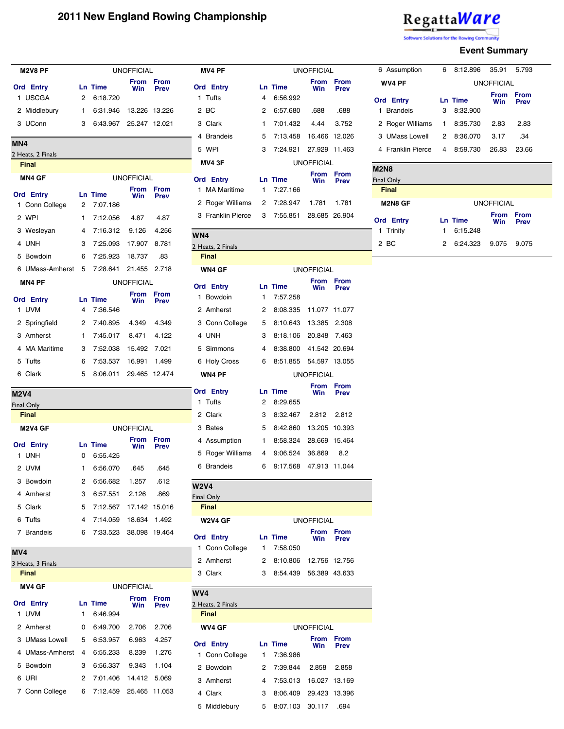# 2011 New England Rowing Championship

Event Summary

### M2V8 PF

UNOFFICIAL

| Ord | Entry | Ln | Time | From Win | From Prev |
|---|---|---|---|---|---|
| 1 | USCGA | 2 | 6:18.720 | | |
| 2 | Middlebury | 1 | 6:31.946 | 13.226 | 13.226 |
| 3 | UConn | 3 | 6:43.967 | 25.247 | 12.021 |

## MN4

2 Heats, 2 Finals

**Final**

### MN4 GF

UNOFFICIAL

| Ord | Entry | Ln | Time | From Win | From Prev |
|---|---|---|---|---|---|
| 1 | Conn College | 2 | 7:07.186 | | |
| 2 | WPI | 1 | 7:12.056 | 4.87 | 4.87 |
| 3 | Wesleyan | 4 | 7:16.312 | 9.126 | 4.256 |
| 4 | UNH | 3 | 7:25.093 | 17.907 | 8.781 |
| 5 | Bowdoin | 6 | 7:25.923 | 18.737 | .83 |
| 6 | UMass-Amherst | 5 | 7:28.641 | 21.455 | 2.718 |

### MN4 PF

UNOFFICIAL

| Ord | Entry | Ln | Time | From Win | From Prev |
|---|---|---|---|---|---|
| 1 | UVM | 4 | 7:36.546 | | |
| 2 | Springfield | 2 | 7:40.895 | 4.349 | 4.349 |
| 3 | Amherst | 1 | 7:45.017 | 8.471 | 4.122 |
| 4 | MA Maritime | 3 | 7:52.038 | 15.492 | 7.021 |
| 5 | Tufts | 6 | 7:53.537 | 16.991 | 1.499 |
| 6 | Clark | 5 | 8:06.011 | 29.465 | 12.474 |

## M2V4

Final Only

**Final**

### M2V4 GF

UNOFFICIAL

| Ord | Entry | Ln | Time | From Win | From Prev |
|---|---|---|---|---|---|
| 1 | UNH | 0 | 6:55.425 | | |
| 2 | UVM | 1 | 6:56.070 | .645 | .645 |
| 3 | Bowdoin | 2 | 6:56.682 | 1.257 | .612 |
| 4 | Amherst | 3 | 6:57.551 | 2.126 | .869 |
| 5 | Clark | 5 | 7:12.567 | 17.142 | 15.016 |
| 6 | Tufts | 4 | 7:14.059 | 18.634 | 1.492 |
| 7 | Brandeis | 6 | 7:33.523 | 38.098 | 19.464 |

## MV4

3 Heats, 3 Finals

**Final**

### MV4 GF

UNOFFICIAL

| Ord | Entry | Ln | Time | From Win | From Prev |
|---|---|---|---|---|---|
| 1 | UVM | 1 | 6:46.994 | | |
| 2 | Amherst | 0 | 6:49.700 | 2.706 | 2.706 |
| 3 | UMass Lowell | 5 | 6:53.957 | 6.963 | 4.257 |
| 4 | UMass-Amherst | 4 | 6:55.233 | 8.239 | 1.276 |
| 5 | Bowdoin | 3 | 6:56.337 | 9.343 | 1.104 |
| 6 | URI | 2 | 7:01.406 | 14.412 | 5.069 |
| 7 | Conn College | 6 | 7:12.459 | 25.465 | 11.053 |

### MV4 PF

UNOFFICIAL

| Ord | Entry | Ln | Time | From Win | From Prev |
|---|---|---|---|---|---|
| 1 | Tufts | 4 | 6:56.992 | | |
| 2 | BC | 2 | 6:57.680 | .688 | .688 |
| 3 | Clark | 1 | 7:01.432 | 4.44 | 3.752 |
| 4 | Brandeis | 5 | 7:13.458 | 16.466 | 12.026 |
| 5 | WPI | 3 | 7:24.921 | 27.929 | 11.463 |

### MV4 3F

UNOFFICIAL

| Ord | Entry | Ln | Time | From Win | From Prev |
|---|---|---|---|---|---|
| 1 | MA Maritime | 1 | 7:27.166 | | |
| 2 | Roger Williams | 2 | 7:28.947 | 1.781 | 1.781 |
| 3 | Franklin Pierce | 3 | 7:55.851 | 28.685 | 26.904 |

## WN4

2 Heats, 2 Finals

**Final**

### WN4 GF

UNOFFICIAL

| Ord | Entry | Ln | Time | From Win | From Prev |
|---|---|---|---|---|---|
| 1 | Bowdoin | 1 | 7:57.258 | | |
| 2 | Amherst | 2 | 8:08.335 | 11.077 | 11.077 |
| 3 | Conn College | 5 | 8:10.643 | 13.385 | 2.308 |
| 4 | UNH | 3 | 8:18.106 | 20.848 | 7.463 |
| 5 | Simmons | 4 | 8:38.800 | 41.542 | 20.694 |
| 6 | Holy Cross | 6 | 8:51.855 | 54.597 | 13.055 |

### WN4 PF

UNOFFICIAL

| Ord | Entry | Ln | Time | From Win | From Prev |
|---|---|---|---|---|---|
| 1 | Tufts | 2 | 8:29.655 | | |
| 2 | Clark | 3 | 8:32.467 | 2.812 | 2.812 |
| 3 | Bates | 5 | 8:42.860 | 13.205 | 10.393 |
| 4 | Assumption | 1 | 8:58.324 | 28.669 | 15.464 |
| 5 | Roger Williams | 4 | 9:06.524 | 36.869 | 8.2 |
| 6 | Brandeis | 6 | 9:17.568 | 47.913 | 11.044 |

## W2V4

Final Only

**Final**

### W2V4 GF

UNOFFICIAL

| Ord | Entry | Ln | Time | From Win | From Prev |
|---|---|---|---|---|---|
| 1 | Conn College | 1 | 7:58.050 | | |
| 2 | Amherst | 2 | 8:10.806 | 12.756 | 12.756 |
| 3 | Clark | 3 | 8:54.439 | 56.389 | 43.633 |

## WV4

2 Heats, 2 Finals

**Final**

### WV4 GF

UNOFFICIAL

| Ord | Entry | Ln | Time | From Win | From Prev |
|---|---|---|---|---|---|
| 1 | Conn College | 1 | 7:36.986 | | |
| 2 | Bowdoin | 2 | 7:39.844 | 2.858 | 2.858 |
| 3 | Amherst | 4 | 7:53.013 | 16.027 | 13.169 |
| 4 | Clark | 3 | 8:06.409 | 29.423 | 13.396 |
| 5 | Middlebury | 5 | 8:07.103 | 30.117 | .694 |
| 6 | Assumption | 6 | 8:12.896 | 35.91 | 5.793 |

### WV4 PF

UNOFFICIAL

| Ord | Entry | Ln | Time | From Win | From Prev |
|---|---|---|---|---|---|
| 1 | Brandeis | 3 | 8:32.900 | | |
| 2 | Roger Williams | 1 | 8:35.730 | 2.83 | 2.83 |
| 3 | UMass Lowell | 2 | 8:36.070 | 3.17 | .34 |
| 4 | Franklin Pierce | 4 | 8:59.730 | 26.83 | 23.66 |

## M2N8

Final Only

**Final**

### M2N8 GF

UNOFFICIAL

| Ord | Entry | Ln | Time | From Win | From Prev |
|---|---|---|---|---|---|
| 1 | Trinity | 1 | 6:15.248 | | |
| 2 | BC | 2 | 6:24.323 | 9.075 | 9.075 |